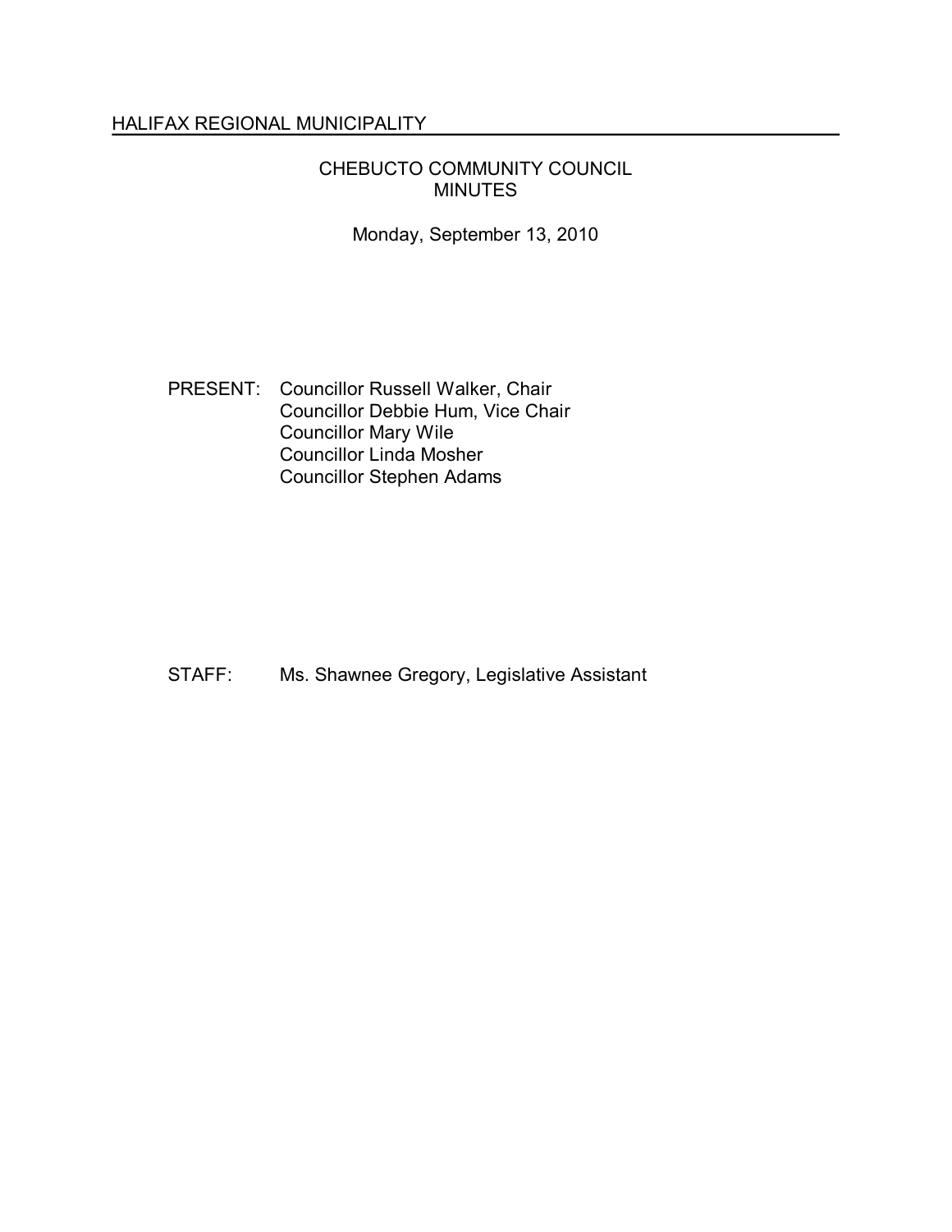HALIFAX REGIONAL MUNICIPALITY

# CHEBUCTO COMMUNITY COUNCIL MINUTES

Monday, September 13, 2010

PRESENT: Councillor Russell Walker, Chair
Councillor Debbie Hum, Vice Chair
Councillor Mary Wile
Councillor Linda Mosher
Councillor Stephen Adams

STAFF: Ms. Shawnee Gregory, Legislative Assistant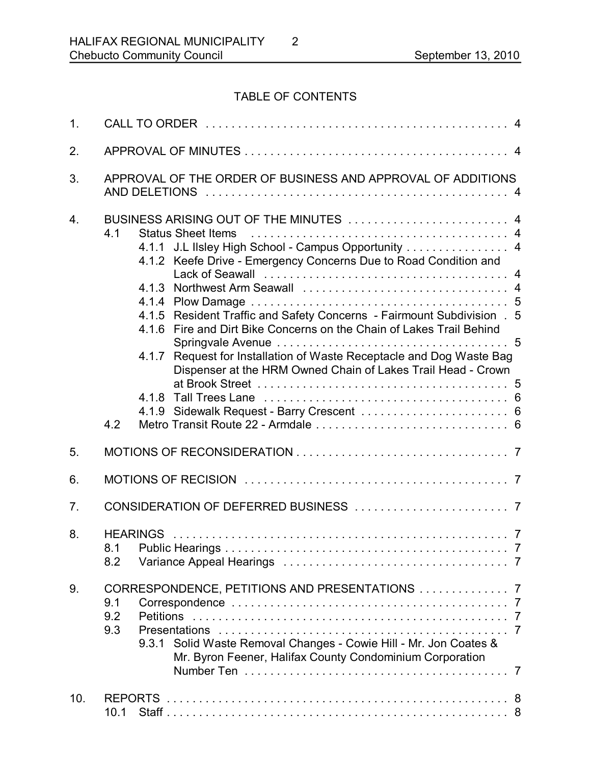# TABLE OF CONTENTS

1. CALL TO ORDER . . . . . . . . . . . . . . . . . . . . . . . . . . . . . . . . . . . . . . . . . . . . . . 4
2. APPROVAL OF MINUTES . . . . . . . . . . . . . . . . . . . . . . . . . . . . . . . . . . . . . . . . . 4
3. APPROVAL OF THE ORDER OF BUSINESS AND APPROVAL OF ADDITIONS AND DELETIONS . . . . . . . . . . . . . . . . . . . . . . . . . . . . . . . . . . . . . . . . . . . . . . 4
4. BUSINESS ARISING OUT OF THE MINUTES . . . . . . . . . . . . . . . . . . . . . . . . . 4
   - 4.1 Status Sheet Items . . . . . . . . . . . . . . . . . . . . . . . . . . . . . . . . . . . . . . . 4
     - 4.1.1 J.L Ilsley High School - Campus Opportunity . . . . . . . . . . . . . . . . 4
     - 4.1.2 Keefe Drive - Emergency Concerns Due to Road Condition and Lack of Seawall . . . . . . . . . . . . . . . . . . . . . . . . . . . . . . . . . . . . . 4
     - 4.1.3 Northwest Arm Seawall . . . . . . . . . . . . . . . . . . . . . . . . . . . . . . . 4
     - 4.1.4 Plow Damage . . . . . . . . . . . . . . . . . . . . . . . . . . . . . . . . . . . . . . . 5
     - 4.1.5 Resident Traffic and Safety Concerns - Fairmount Subdivision . 5
     - 4.1.6 Fire and Dirt Bike Concerns on the Chain of Lakes Trail Behind Springvale Avenue . . . . . . . . . . . . . . . . . . . . . . . . . . . . . . . . . . . 5
     - 4.1.7 Request for Installation of Waste Receptacle and Dog Waste Bag Dispenser at the HRM Owned Chain of Lakes Trail Head - Crown at Brook Street . . . . . . . . . . . . . . . . . . . . . . . . . . . . . . . . . . . . . . 5
     - 4.1.8 Tall Trees Lane . . . . . . . . . . . . . . . . . . . . . . . . . . . . . . . . . . . . . 6
     - 4.1.9 Sidewalk Request - Barry Crescent . . . . . . . . . . . . . . . . . . . . . . . 6
   - 4.2 Metro Transit Route 22 - Armdale . . . . . . . . . . . . . . . . . . . . . . . . . . . . . 6
5. MOTIONS OF RECONSIDERATION . . . . . . . . . . . . . . . . . . . . . . . . . . . . . . . . 7
6. MOTIONS OF RECISION . . . . . . . . . . . . . . . . . . . . . . . . . . . . . . . . . . . . . . . . . 7
7. CONSIDERATION OF DEFERRED BUSINESS . . . . . . . . . . . . . . . . . . . . . . . . 7
8. HEARINGS . . . . . . . . . . . . . . . . . . . . . . . . . . . . . . . . . . . . . . . . . . . . . . . . . . . 7
   - 8.1 Public Hearings . . . . . . . . . . . . . . . . . . . . . . . . . . . . . . . . . . . . . . . . . . . . 7
   - 8.2 Variance Appeal Hearings . . . . . . . . . . . . . . . . . . . . . . . . . . . . . . . . . . . 7
9. CORRESPONDENCE, PETITIONS AND PRESENTATIONS . . . . . . . . . . . . . . 7
   - 9.1 Correspondence . . . . . . . . . . . . . . . . . . . . . . . . . . . . . . . . . . . . . . . . . . . 7
   - 9.2 Petitions . . . . . . . . . . . . . . . . . . . . . . . . . . . . . . . . . . . . . . . . . . . . . . . . 7
   - 9.3 Presentations . . . . . . . . . . . . . . . . . . . . . . . . . . . . . . . . . . . . . . . . . . . . 7
     - 9.3.1 Solid Waste Removal Changes - Cowie Hill - Mr. Jon Coates & Mr. Byron Feener, Halifax County Condominium Corporation Number Ten . . . . . . . . . . . . . . . . . . . . . . . . . . . . . . . . . . . . . . . . . 7
10. REPORTS . . . . . . . . . . . . . . . . . . . . . . . . . . . . . . . . . . . . . . . . . . . . . . . . . . . 8
   - 10.1 Staff . . . . . . . . . . . . . . . . . . . . . . . . . . . . . . . . . . . . . . . . . . . . . . . . . . 8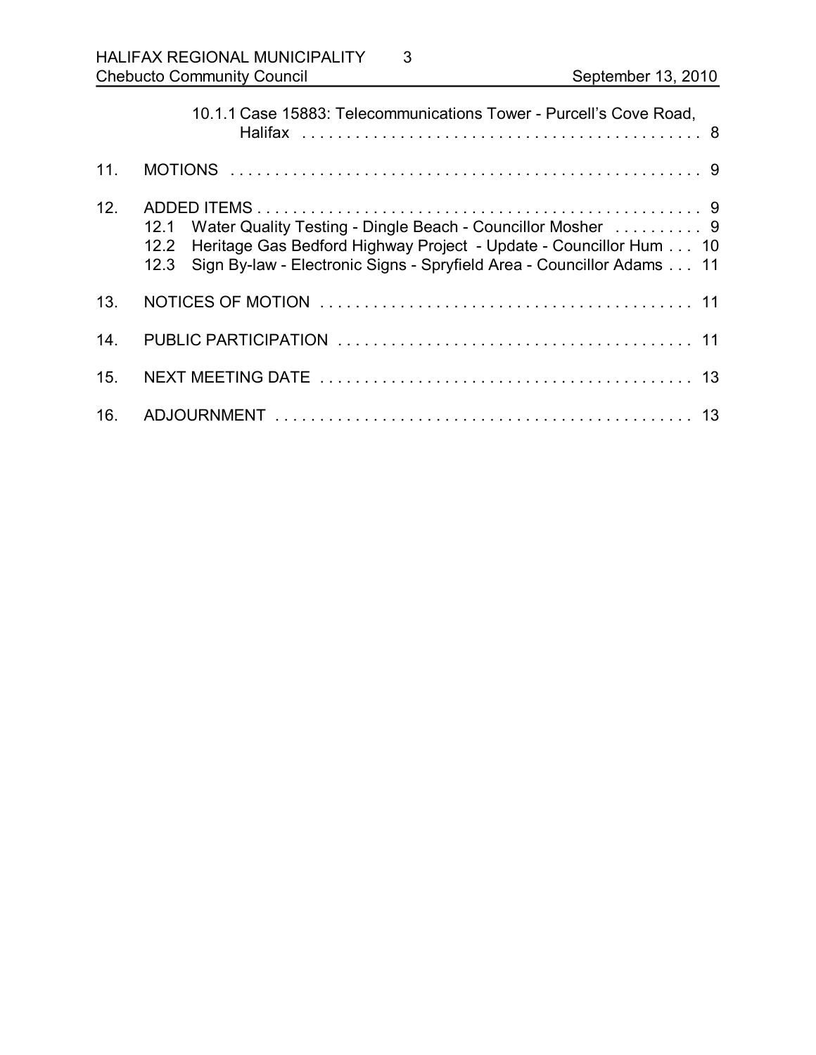10.1.1 Case 15883: Telecommunications Tower - Purcell's Cove Road, Halifax . . . . . . . . . . . . . . . . . . . . . . . . . . . . . . . . . . . . . . . . . . . . 8

11. MOTIONS . . . . . . . . . . . . . . . . . . . . . . . . . . . . . . . . . . . . . . . . . . . . . . . . . . . . . 9

12. ADDED ITEMS . . . . . . . . . . . . . . . . . . . . . . . . . . . . . . . . . . . . . . . . . . . . . . . . . . 9
    - 12.1 Water Quality Testing - Dingle Beach - Councillor Mosher . . . . . . . . . . 9
    - 12.2 Heritage Gas Bedford Highway Project - Update - Councillor Hum . . . 10
    - 12.3 Sign By-law - Electronic Signs - Spryfield Area - Councillor Adams . . . 11

13. NOTICES OF MOTION . . . . . . . . . . . . . . . . . . . . . . . . . . . . . . . . . . . . . . . . . . 11

14. PUBLIC PARTICIPATION . . . . . . . . . . . . . . . . . . . . . . . . . . . . . . . . . . . . . . . . 11

15. NEXT MEETING DATE . . . . . . . . . . . . . . . . . . . . . . . . . . . . . . . . . . . . . . . . . . 13

16. ADJOURNMENT . . . . . . . . . . . . . . . . . . . . . . . . . . . . . . . . . . . . . . . . . . . . . . . 13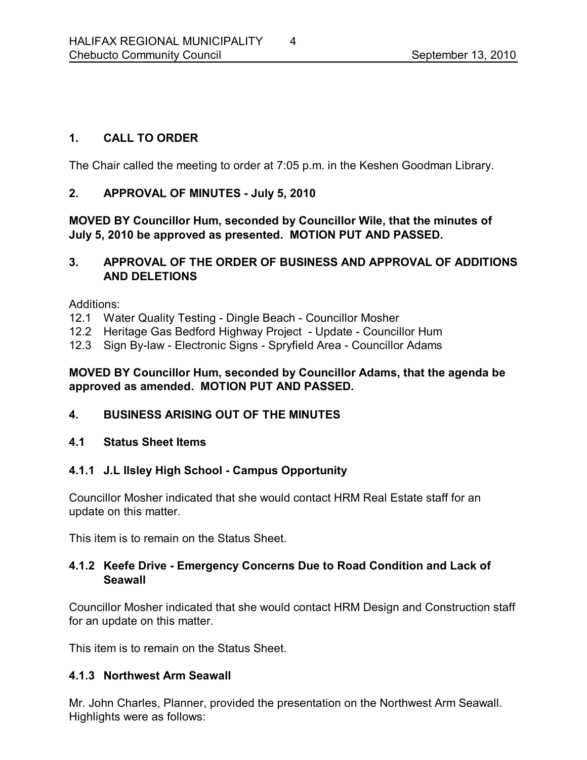## 1. CALL TO ORDER

The Chair called the meeting to order at 7:05 p.m. in the Keshen Goodman Library.

## 2. APPROVAL OF MINUTES - July 5, 2010

**MOVED BY Councillor Hum, seconded by Councillor Wile, that the minutes of July 5, 2010 be approved as presented. MOTION PUT AND PASSED.**

## 3. APPROVAL OF THE ORDER OF BUSINESS AND APPROVAL OF ADDITIONS AND DELETIONS

Additions:
12.1 Water Quality Testing - Dingle Beach - Councillor Mosher
12.2 Heritage Gas Bedford Highway Project - Update - Councillor Hum
12.3 Sign By-law - Electronic Signs - Spryfield Area - Councillor Adams

**MOVED BY Councillor Hum, seconded by Councillor Adams, that the agenda be approved as amended. MOTION PUT AND PASSED.**

## 4. BUSINESS ARISING OUT OF THE MINUTES

### 4.1 Status Sheet Items

### 4.1.1 J.L Ilsley High School - Campus Opportunity

Councillor Mosher indicated that she would contact HRM Real Estate staff for an update on this matter.

This item is to remain on the Status Sheet.

### 4.1.2 Keefe Drive - Emergency Concerns Due to Road Condition and Lack of Seawall

Councillor Mosher indicated that she would contact HRM Design and Construction staff for an update on this matter.

This item is to remain on the Status Sheet.

### 4.1.3 Northwest Arm Seawall

Mr. John Charles, Planner, provided the presentation on the Northwest Arm Seawall. Highlights were as follows: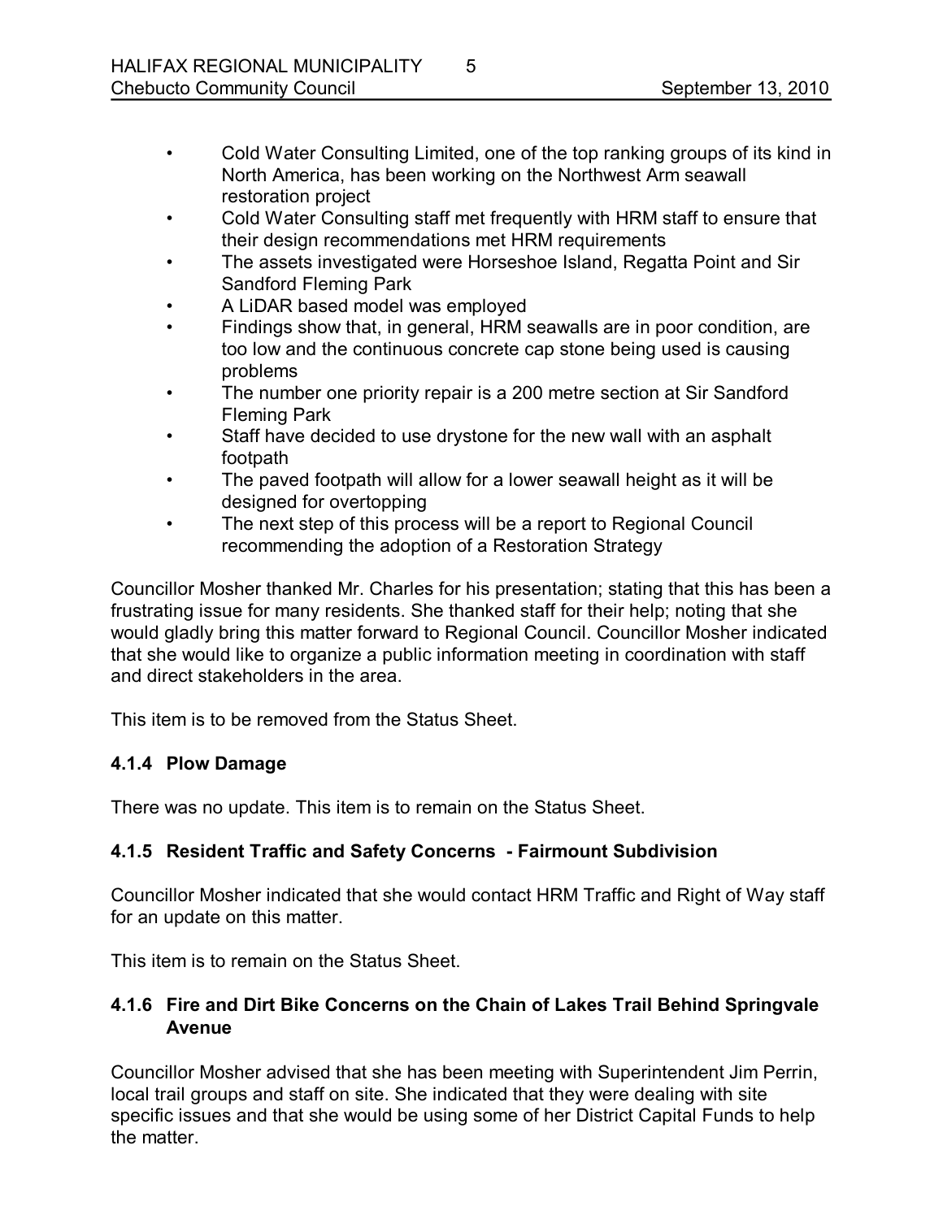- Cold Water Consulting Limited, one of the top ranking groups of its kind in North America, has been working on the Northwest Arm seawall restoration project
- Cold Water Consulting staff met frequently with HRM staff to ensure that their design recommendations met HRM requirements
- The assets investigated were Horseshoe Island, Regatta Point and Sir Sandford Fleming Park
- A LiDAR based model was employed
- Findings show that, in general, HRM seawalls are in poor condition, are too low and the continuous concrete cap stone being used is causing problems
- The number one priority repair is a 200 metre section at Sir Sandford Fleming Park
- Staff have decided to use drystone for the new wall with an asphalt footpath
- The paved footpath will allow for a lower seawall height as it will be designed for overtopping
- The next step of this process will be a report to Regional Council recommending the adoption of a Restoration Strategy

Councillor Mosher thanked Mr. Charles for his presentation; stating that this has been a frustrating issue for many residents. She thanked staff for their help; noting that she would gladly bring this matter forward to Regional Council. Councillor Mosher indicated that she would like to organize a public information meeting in coordination with staff and direct stakeholders in the area.

This item is to be removed from the Status Sheet.

### 4.1.4 Plow Damage

There was no update. This item is to remain on the Status Sheet.

### 4.1.5 Resident Traffic and Safety Concerns - Fairmount Subdivision

Councillor Mosher indicated that she would contact HRM Traffic and Right of Way staff for an update on this matter.

This item is to remain on the Status Sheet.

### 4.1.6 Fire and Dirt Bike Concerns on the Chain of Lakes Trail Behind Springvale Avenue

Councillor Mosher advised that she has been meeting with Superintendent Jim Perrin, local trail groups and staff on site. She indicated that they were dealing with site specific issues and that she would be using some of her District Capital Funds to help the matter.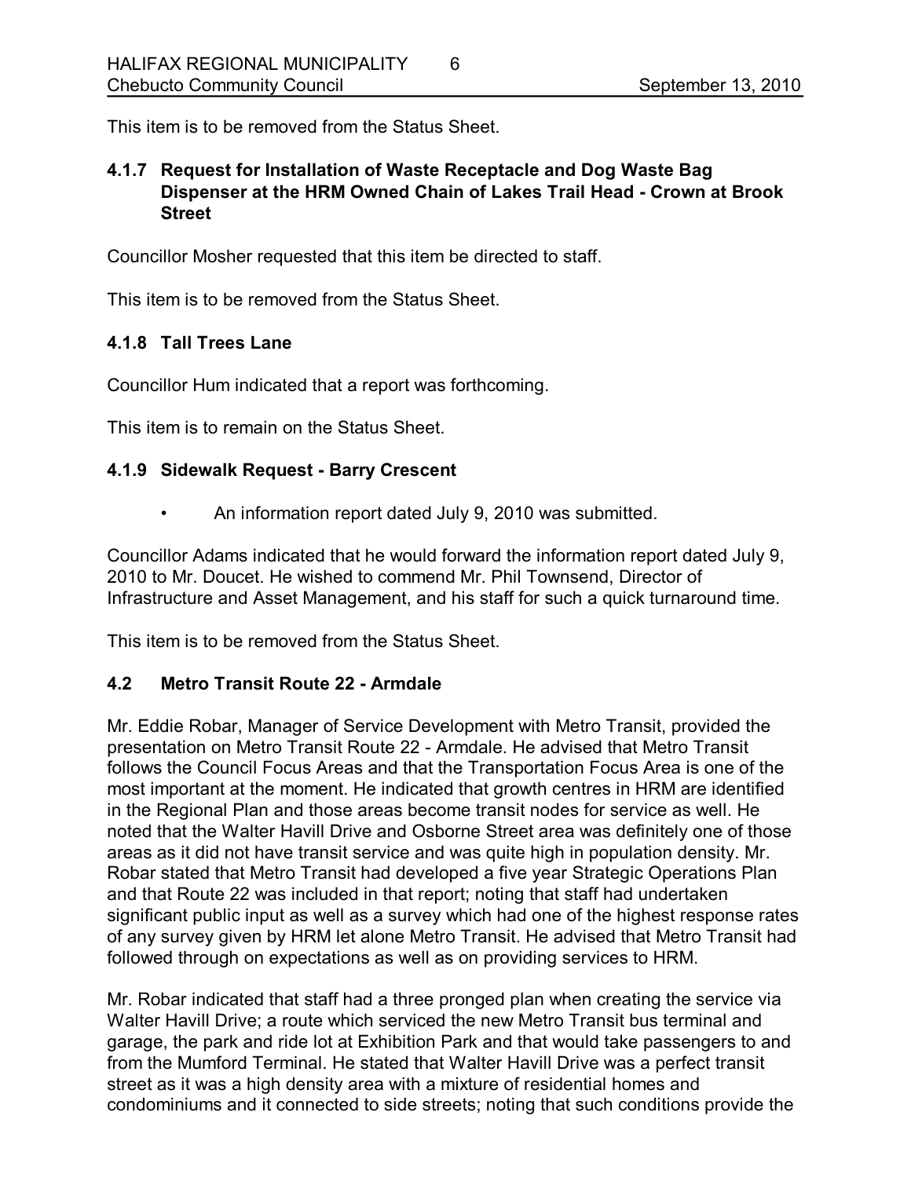This item is to be removed from the Status Sheet.

### 4.1.7 Request for Installation of Waste Receptacle and Dog Waste Bag Dispenser at the HRM Owned Chain of Lakes Trail Head - Crown at Brook Street

Councillor Mosher requested that this item be directed to staff.

This item is to be removed from the Status Sheet.

### 4.1.8 Tall Trees Lane

Councillor Hum indicated that a report was forthcoming.

This item is to remain on the Status Sheet.

### 4.1.9 Sidewalk Request - Barry Crescent

- An information report dated July 9, 2010 was submitted.

Councillor Adams indicated that he would forward the information report dated July 9, 2010 to Mr. Doucet. He wished to commend Mr. Phil Townsend, Director of Infrastructure and Asset Management, and his staff for such a quick turnaround time.

This item is to be removed from the Status Sheet.

### 4.2 Metro Transit Route 22 - Armdale

Mr. Eddie Robar, Manager of Service Development with Metro Transit, provided the presentation on Metro Transit Route 22 - Armdale. He advised that Metro Transit follows the Council Focus Areas and that the Transportation Focus Area is one of the most important at the moment. He indicated that growth centres in HRM are identified in the Regional Plan and those areas become transit nodes for service as well. He noted that the Walter Havill Drive and Osborne Street area was definitely one of those areas as it did not have transit service and was quite high in population density. Mr. Robar stated that Metro Transit had developed a five year Strategic Operations Plan and that Route 22 was included in that report; noting that staff had undertaken significant public input as well as a survey which had one of the highest response rates of any survey given by HRM let alone Metro Transit. He advised that Metro Transit had followed through on expectations as well as on providing services to HRM.

Mr. Robar indicated that staff had a three pronged plan when creating the service via Walter Havill Drive; a route which serviced the new Metro Transit bus terminal and garage, the park and ride lot at Exhibition Park and that would take passengers to and from the Mumford Terminal. He stated that Walter Havill Drive was a perfect transit street as it was a high density area with a mixture of residential homes and condominiums and it connected to side streets; noting that such conditions provide the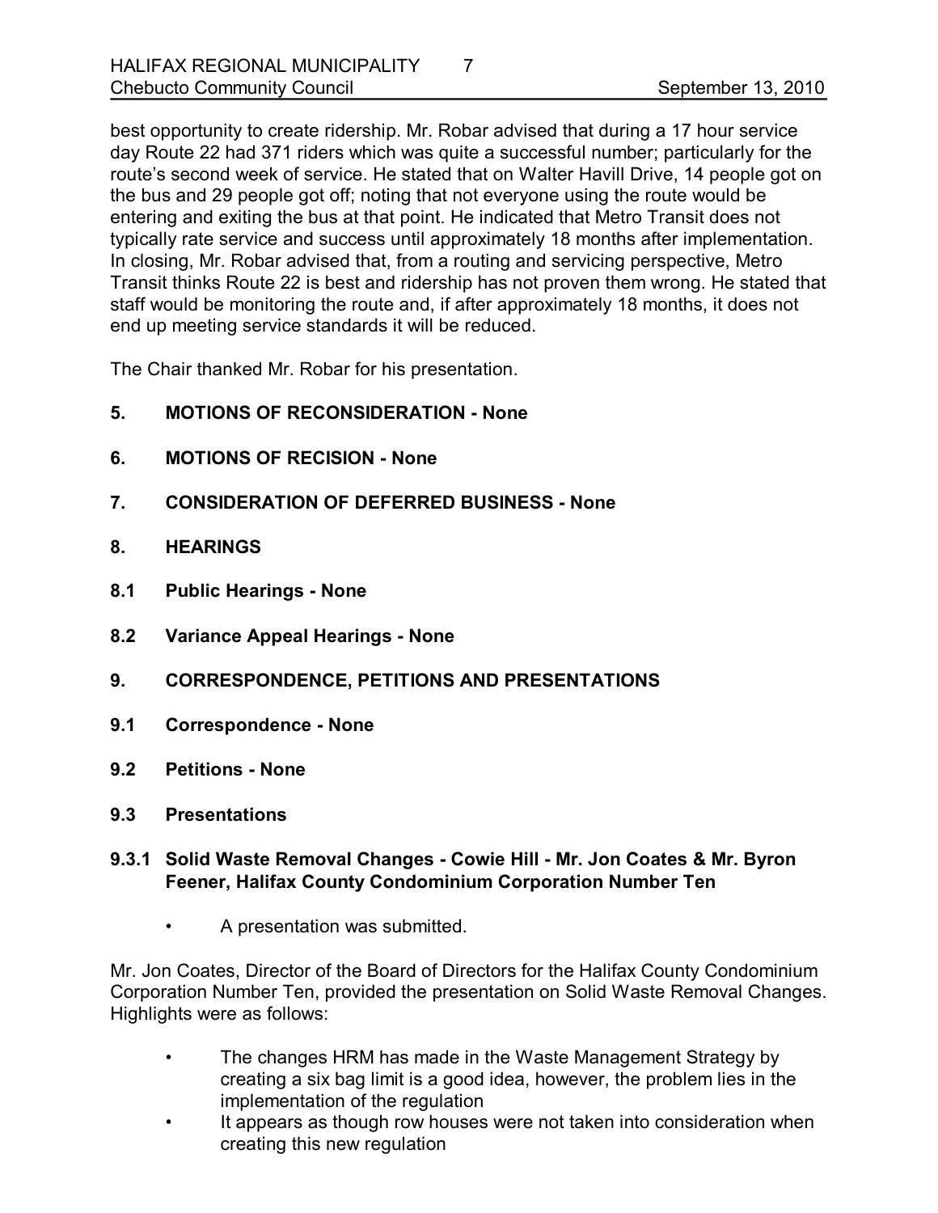best opportunity to create ridership. Mr. Robar advised that during a 17 hour service day Route 22 had 371 riders which was quite a successful number; particularly for the route's second week of service. He stated that on Walter Havill Drive, 14 people got on the bus and 29 people got off; noting that not everyone using the route would be entering and exiting the bus at that point. He indicated that Metro Transit does not typically rate service and success until approximately 18 months after implementation. In closing, Mr. Robar advised that, from a routing and servicing perspective, Metro Transit thinks Route 22 is best and ridership has not proven them wrong. He stated that staff would be monitoring the route and, if after approximately 18 months, it does not end up meeting service standards it will be reduced.

The Chair thanked Mr. Robar for his presentation.

## 5. MOTIONS OF RECONSIDERATION - None

## 6. MOTIONS OF RECISION - None

## 7. CONSIDERATION OF DEFERRED BUSINESS - None

## 8. HEARINGS

### 8.1 Public Hearings - None

### 8.2 Variance Appeal Hearings - None

## 9. CORRESPONDENCE, PETITIONS AND PRESENTATIONS

### 9.1 Correspondence - None

### 9.2 Petitions - None

### 9.3 Presentations

#### 9.3.1 Solid Waste Removal Changes - Cowie Hill - Mr. Jon Coates & Mr. Byron Feener, Halifax County Condominium Corporation Number Ten

- A presentation was submitted.

Mr. Jon Coates, Director of the Board of Directors for the Halifax County Condominium Corporation Number Ten, provided the presentation on Solid Waste Removal Changes. Highlights were as follows:

- The changes HRM has made in the Waste Management Strategy by creating a six bag limit is a good idea, however, the problem lies in the implementation of the regulation
- It appears as though row houses were not taken into consideration when creating this new regulation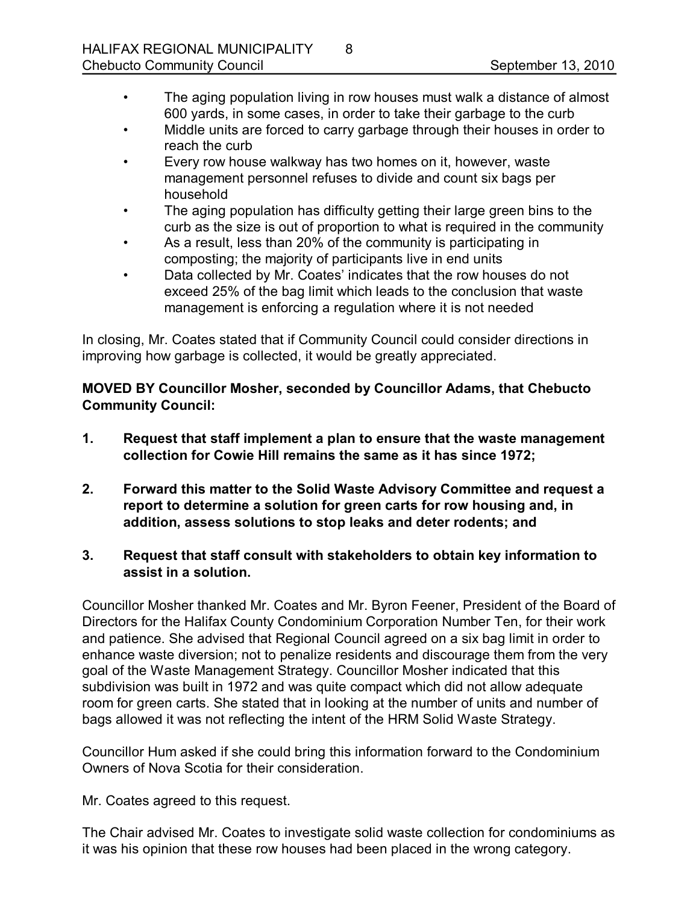- The aging population living in row houses must walk a distance of almost 600 yards, in some cases, in order to take their garbage to the curb
- Middle units are forced to carry garbage through their houses in order to reach the curb
- Every row house walkway has two homes on it, however, waste management personnel refuses to divide and count six bags per household
- The aging population has difficulty getting their large green bins to the curb as the size is out of proportion to what is required in the community
- As a result, less than 20% of the community is participating in composting; the majority of participants live in end units
- Data collected by Mr. Coates' indicates that the row houses do not exceed 25% of the bag limit which leads to the conclusion that waste management is enforcing a regulation where it is not needed

In closing, Mr. Coates stated that if Community Council could consider directions in improving how garbage is collected, it would be greatly appreciated.

**MOVED BY Councillor Mosher, seconded by Councillor Adams, that Chebucto Community Council:**

1. **Request that staff implement a plan to ensure that the waste management collection for Cowie Hill remains the same as it has since 1972;**

2. **Forward this matter to the Solid Waste Advisory Committee and request a report to determine a solution for green carts for row housing and, in addition, assess solutions to stop leaks and deter rodents; and**

3. **Request that staff consult with stakeholders to obtain key information to assist in a solution.**

Councillor Mosher thanked Mr. Coates and Mr. Byron Feener, President of the Board of Directors for the Halifax County Condominium Corporation Number Ten, for their work and patience. She advised that Regional Council agreed on a six bag limit in order to enhance waste diversion; not to penalize residents and discourage them from the very goal of the Waste Management Strategy. Councillor Mosher indicated that this subdivision was built in 1972 and was quite compact which did not allow adequate room for green carts. She stated that in looking at the number of units and number of bags allowed it was not reflecting the intent of the HRM Solid Waste Strategy.

Councillor Hum asked if she could bring this information forward to the Condominium Owners of Nova Scotia for their consideration.

Mr. Coates agreed to this request.

The Chair advised Mr. Coates to investigate solid waste collection for condominiums as it was his opinion that these row houses had been placed in the wrong category.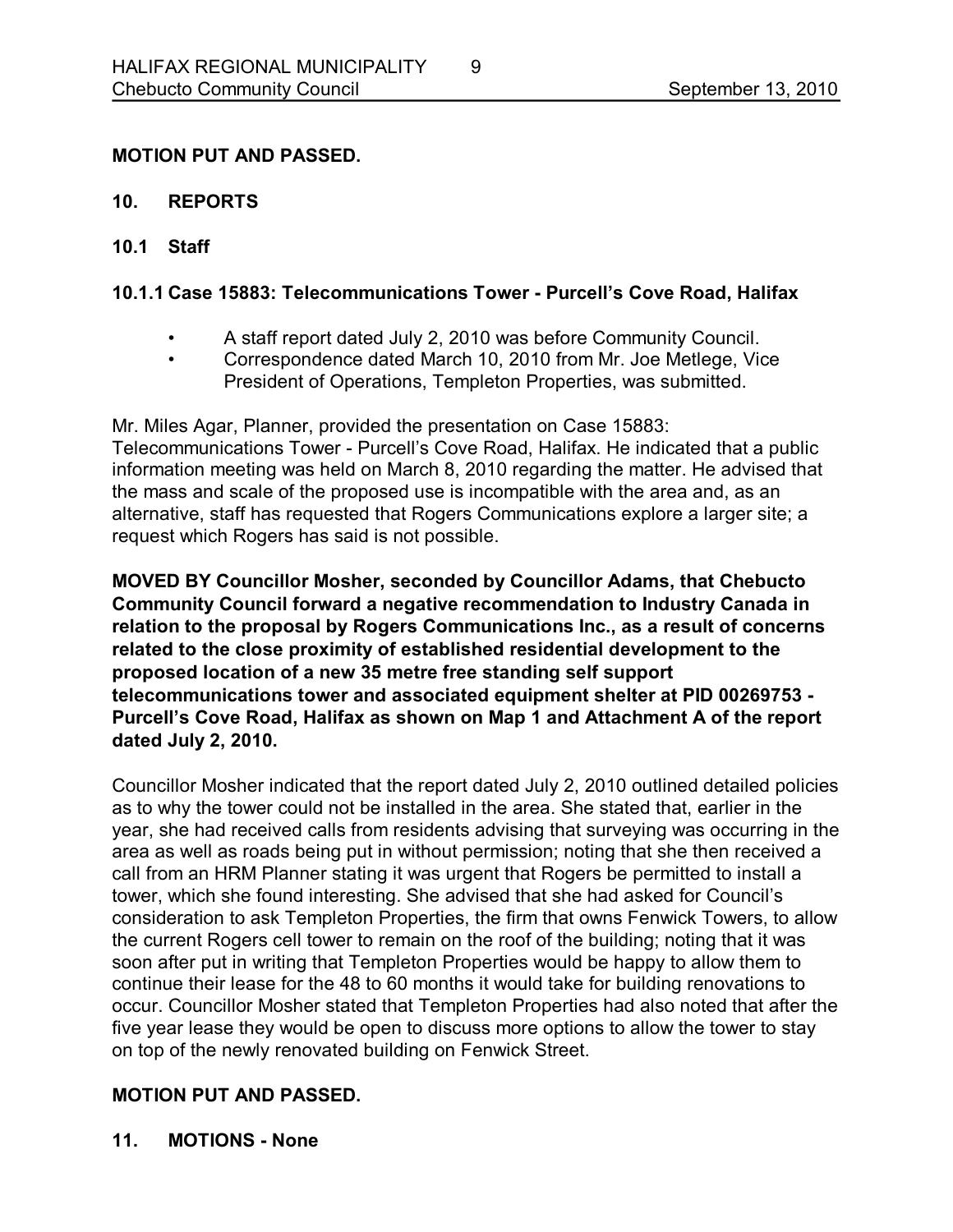**MOTION PUT AND PASSED.**

## 10. REPORTS

### 10.1 Staff

#### 10.1.1 Case 15883: Telecommunications Tower - Purcell's Cove Road, Halifax

- A staff report dated July 2, 2010 was before Community Council.
- Correspondence dated March 10, 2010 from Mr. Joe Metlege, Vice President of Operations, Templeton Properties, was submitted.

Mr. Miles Agar, Planner, provided the presentation on Case 15883: Telecommunications Tower - Purcell's Cove Road, Halifax. He indicated that a public information meeting was held on March 8, 2010 regarding the matter. He advised that the mass and scale of the proposed use is incompatible with the area and, as an alternative, staff has requested that Rogers Communications explore a larger site; a request which Rogers has said is not possible.

**MOVED BY Councillor Mosher, seconded by Councillor Adams, that Chebucto Community Council forward a negative recommendation to Industry Canada in relation to the proposal by Rogers Communications Inc., as a result of concerns related to the close proximity of established residential development to the proposed location of a new 35 metre free standing self support telecommunications tower and associated equipment shelter at PID 00269753 - Purcell's Cove Road, Halifax as shown on Map 1 and Attachment A of the report dated July 2, 2010.**

Councillor Mosher indicated that the report dated July 2, 2010 outlined detailed policies as to why the tower could not be installed in the area. She stated that, earlier in the year, she had received calls from residents advising that surveying was occurring in the area as well as roads being put in without permission; noting that she then received a call from an HRM Planner stating it was urgent that Rogers be permitted to install a tower, which she found interesting. She advised that she had asked for Council's consideration to ask Templeton Properties, the firm that owns Fenwick Towers, to allow the current Rogers cell tower to remain on the roof of the building; noting that it was soon after put in writing that Templeton Properties would be happy to allow them to continue their lease for the 48 to 60 months it would take for building renovations to occur. Councillor Mosher stated that Templeton Properties had also noted that after the five year lease they would be open to discuss more options to allow the tower to stay on top of the newly renovated building on Fenwick Street.

**MOTION PUT AND PASSED.**

## 11. MOTIONS - None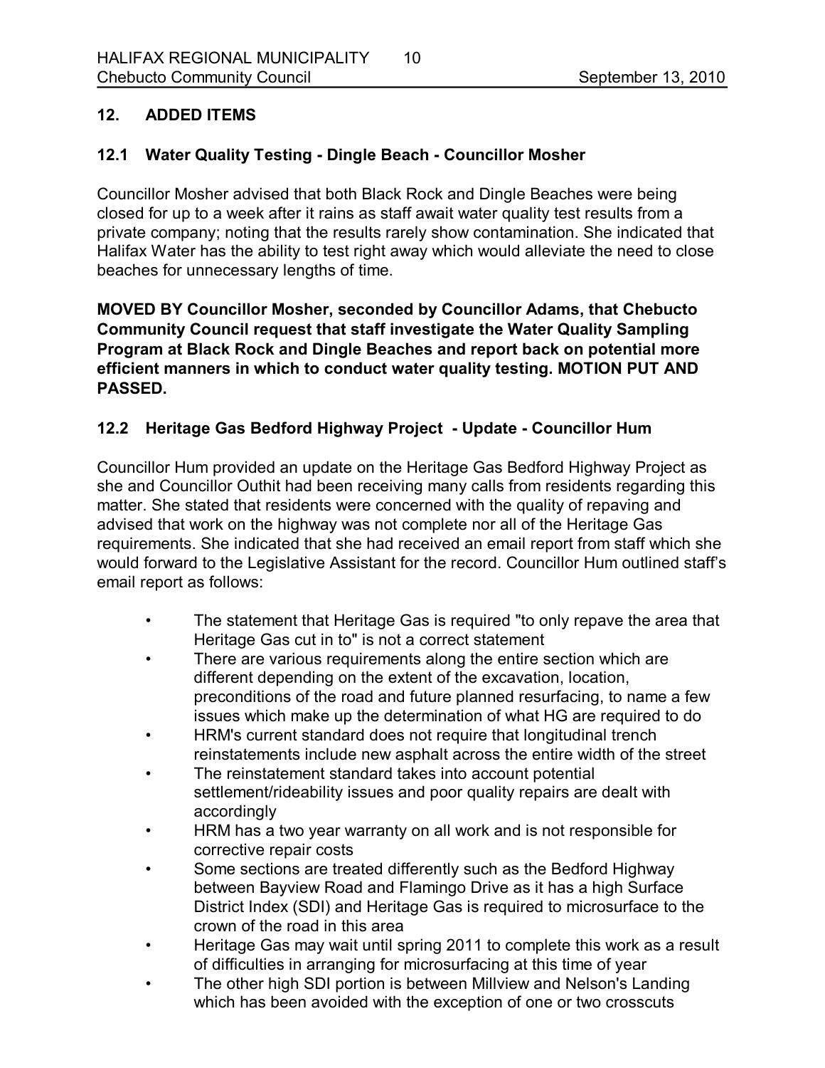## 12. ADDED ITEMS

### 12.1 Water Quality Testing - Dingle Beach - Councillor Mosher

Councillor Mosher advised that both Black Rock and Dingle Beaches were being closed for up to a week after it rains as staff await water quality test results from a private company; noting that the results rarely show contamination. She indicated that Halifax Water has the ability to test right away which would alleviate the need to close beaches for unnecessary lengths of time.

**MOVED BY Councillor Mosher, seconded by Councillor Adams, that Chebucto Community Council request that staff investigate the Water Quality Sampling Program at Black Rock and Dingle Beaches and report back on potential more efficient manners in which to conduct water quality testing. MOTION PUT AND PASSED.**

### 12.2 Heritage Gas Bedford Highway Project - Update - Councillor Hum

Councillor Hum provided an update on the Heritage Gas Bedford Highway Project as she and Councillor Outhit had been receiving many calls from residents regarding this matter. She stated that residents were concerned with the quality of repaving and advised that work on the highway was not complete nor all of the Heritage Gas requirements. She indicated that she had received an email report from staff which she would forward to the Legislative Assistant for the record. Councillor Hum outlined staff's email report as follows:

- The statement that Heritage Gas is required "to only repave the area that Heritage Gas cut in to" is not a correct statement
- There are various requirements along the entire section which are different depending on the extent of the excavation, location, preconditions of the road and future planned resurfacing, to name a few issues which make up the determination of what HG are required to do
- HRM's current standard does not require that longitudinal trench reinstatements include new asphalt across the entire width of the street
- The reinstatement standard takes into account potential settlement/rideability issues and poor quality repairs are dealt with accordingly
- HRM has a two year warranty on all work and is not responsible for corrective repair costs
- Some sections are treated differently such as the Bedford Highway between Bayview Road and Flamingo Drive as it has a high Surface District Index (SDI) and Heritage Gas is required to microsurface to the crown of the road in this area
- Heritage Gas may wait until spring 2011 to complete this work as a result of difficulties in arranging for microsurfacing at this time of year
- The other high SDI portion is between Millview and Nelson's Landing which has been avoided with the exception of one or two crosscuts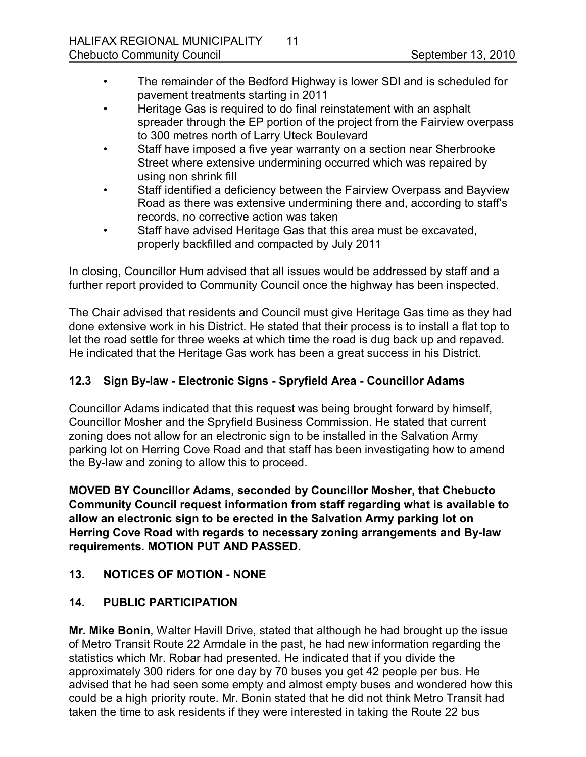- The remainder of the Bedford Highway is lower SDI and is scheduled for pavement treatments starting in 2011
- Heritage Gas is required to do final reinstatement with an asphalt spreader through the EP portion of the project from the Fairview overpass to 300 metres north of Larry Uteck Boulevard
- Staff have imposed a five year warranty on a section near Sherbrooke Street where extensive undermining occurred which was repaired by using non shrink fill
- Staff identified a deficiency between the Fairview Overpass and Bayview Road as there was extensive undermining there and, according to staff's records, no corrective action was taken
- Staff have advised Heritage Gas that this area must be excavated, properly backfilled and compacted by July 2011

In closing, Councillor Hum advised that all issues would be addressed by staff and a further report provided to Community Council once the highway has been inspected.

The Chair advised that residents and Council must give Heritage Gas time as they had done extensive work in his District. He stated that their process is to install a flat top to let the road settle for three weeks at which time the road is dug back up and repaved. He indicated that the Heritage Gas work has been a great success in his District.

### 12.3 Sign By-law - Electronic Signs - Spryfield Area - Councillor Adams

Councillor Adams indicated that this request was being brought forward by himself, Councillor Mosher and the Spryfield Business Commission. He stated that current zoning does not allow for an electronic sign to be installed in the Salvation Army parking lot on Herring Cove Road and that staff has been investigating how to amend the By-law and zoning to allow this to proceed.

**MOVED BY Councillor Adams, seconded by Councillor Mosher, that Chebucto Community Council request information from staff regarding what is available to allow an electronic sign to be erected in the Salvation Army parking lot on Herring Cove Road with regards to necessary zoning arrangements and By-law requirements. MOTION PUT AND PASSED.**

## 13. NOTICES OF MOTION - NONE

## 14. PUBLIC PARTICIPATION

**Mr. Mike Bonin**, Walter Havill Drive, stated that although he had brought up the issue of Metro Transit Route 22 Armdale in the past, he had new information regarding the statistics which Mr. Robar had presented. He indicated that if you divide the approximately 300 riders for one day by 70 buses you get 42 people per bus. He advised that he had seen some empty and almost empty buses and wondered how this could be a high priority route. Mr. Bonin stated that he did not think Metro Transit had taken the time to ask residents if they were interested in taking the Route 22 bus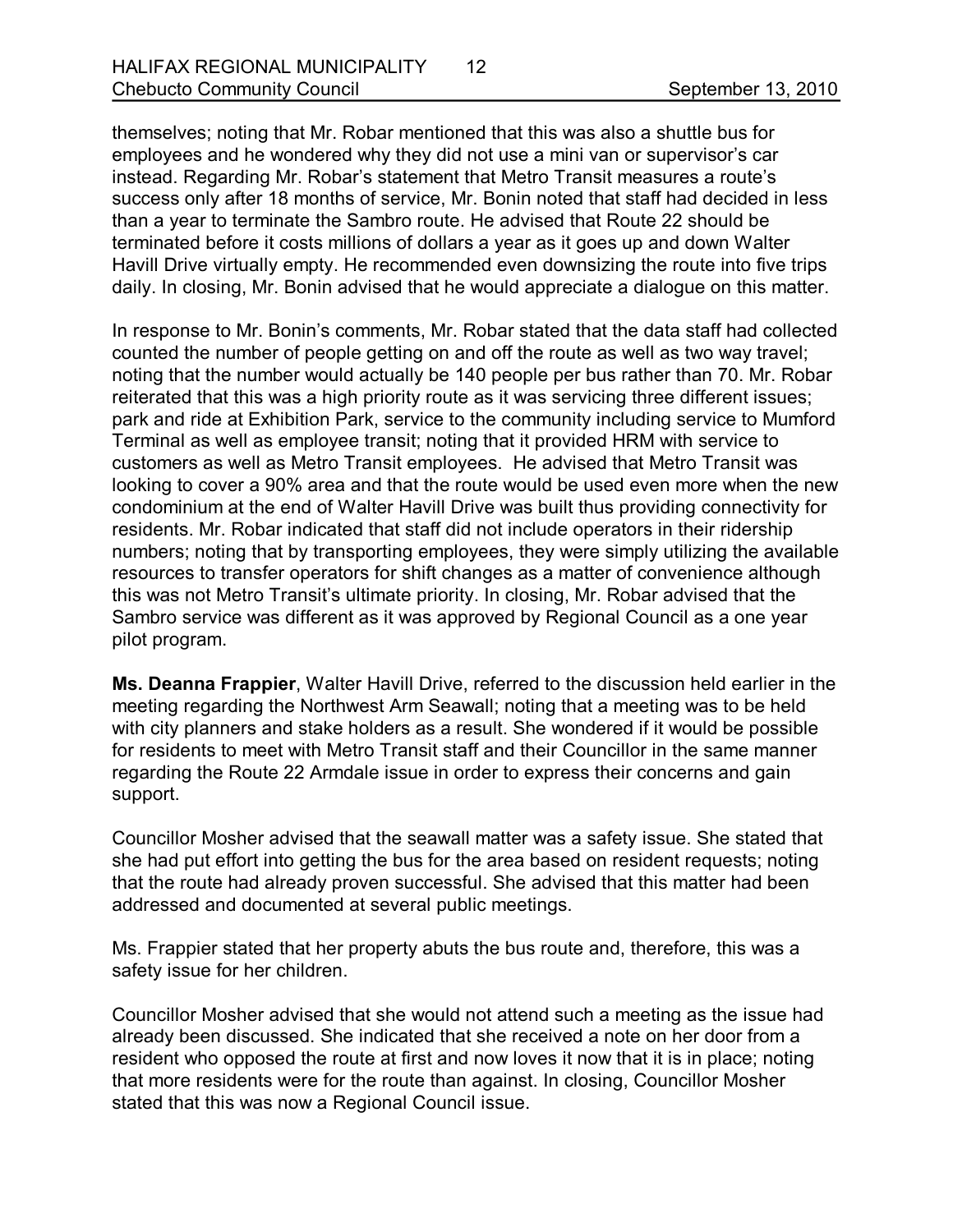themselves; noting that Mr. Robar mentioned that this was also a shuttle bus for employees and he wondered why they did not use a mini van or supervisor's car instead. Regarding Mr. Robar's statement that Metro Transit measures a route's success only after 18 months of service, Mr. Bonin noted that staff had decided in less than a year to terminate the Sambro route. He advised that Route 22 should be terminated before it costs millions of dollars a year as it goes up and down Walter Havill Drive virtually empty. He recommended even downsizing the route into five trips daily. In closing, Mr. Bonin advised that he would appreciate a dialogue on this matter.

In response to Mr. Bonin's comments, Mr. Robar stated that the data staff had collected counted the number of people getting on and off the route as well as two way travel; noting that the number would actually be 140 people per bus rather than 70. Mr. Robar reiterated that this was a high priority route as it was servicing three different issues; park and ride at Exhibition Park, service to the community including service to Mumford Terminal as well as employee transit; noting that it provided HRM with service to customers as well as Metro Transit employees. He advised that Metro Transit was looking to cover a 90% area and that the route would be used even more when the new condominium at the end of Walter Havill Drive was built thus providing connectivity for residents. Mr. Robar indicated that staff did not include operators in their ridership numbers; noting that by transporting employees, they were simply utilizing the available resources to transfer operators for shift changes as a matter of convenience although this was not Metro Transit's ultimate priority. In closing, Mr. Robar advised that the Sambro service was different as it was approved by Regional Council as a one year pilot program.

**Ms. Deanna Frappier**, Walter Havill Drive, referred to the discussion held earlier in the meeting regarding the Northwest Arm Seawall; noting that a meeting was to be held with city planners and stake holders as a result. She wondered if it would be possible for residents to meet with Metro Transit staff and their Councillor in the same manner regarding the Route 22 Armdale issue in order to express their concerns and gain support.

Councillor Mosher advised that the seawall matter was a safety issue. She stated that she had put effort into getting the bus for the area based on resident requests; noting that the route had already proven successful. She advised that this matter had been addressed and documented at several public meetings.

Ms. Frappier stated that her property abuts the bus route and, therefore, this was a safety issue for her children.

Councillor Mosher advised that she would not attend such a meeting as the issue had already been discussed. She indicated that she received a note on her door from a resident who opposed the route at first and now loves it now that it is in place; noting that more residents were for the route than against. In closing, Councillor Mosher stated that this was now a Regional Council issue.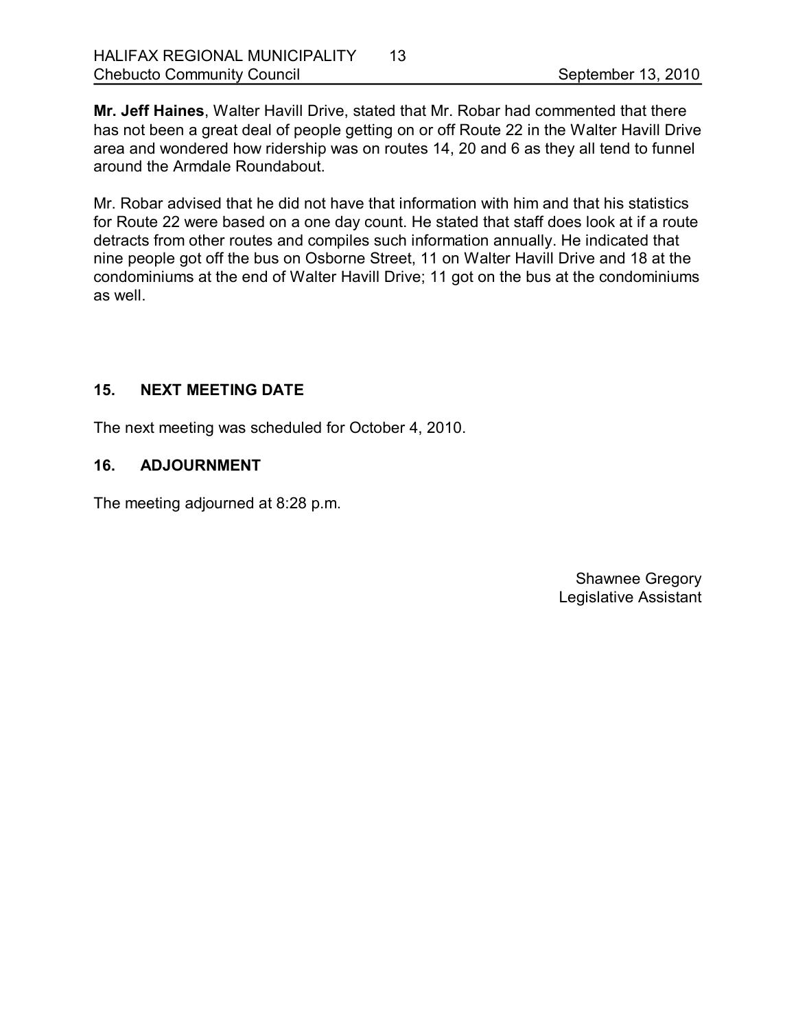**Mr. Jeff Haines**, Walter Havill Drive, stated that Mr. Robar had commented that there has not been a great deal of people getting on or off Route 22 in the Walter Havill Drive area and wondered how ridership was on routes 14, 20 and 6 as they all tend to funnel around the Armdale Roundabout.

Mr. Robar advised that he did not have that information with him and that his statistics for Route 22 were based on a one day count. He stated that staff does look at if a route detracts from other routes and compiles such information annually. He indicated that nine people got off the bus on Osborne Street, 11 on Walter Havill Drive and 18 at the condominiums at the end of Walter Havill Drive; 11 got on the bus at the condominiums as well.

## 15. NEXT MEETING DATE

The next meeting was scheduled for October 4, 2010.

## 16. ADJOURNMENT

The meeting adjourned at 8:28 p.m.

Shawnee Gregory
Legislative Assistant